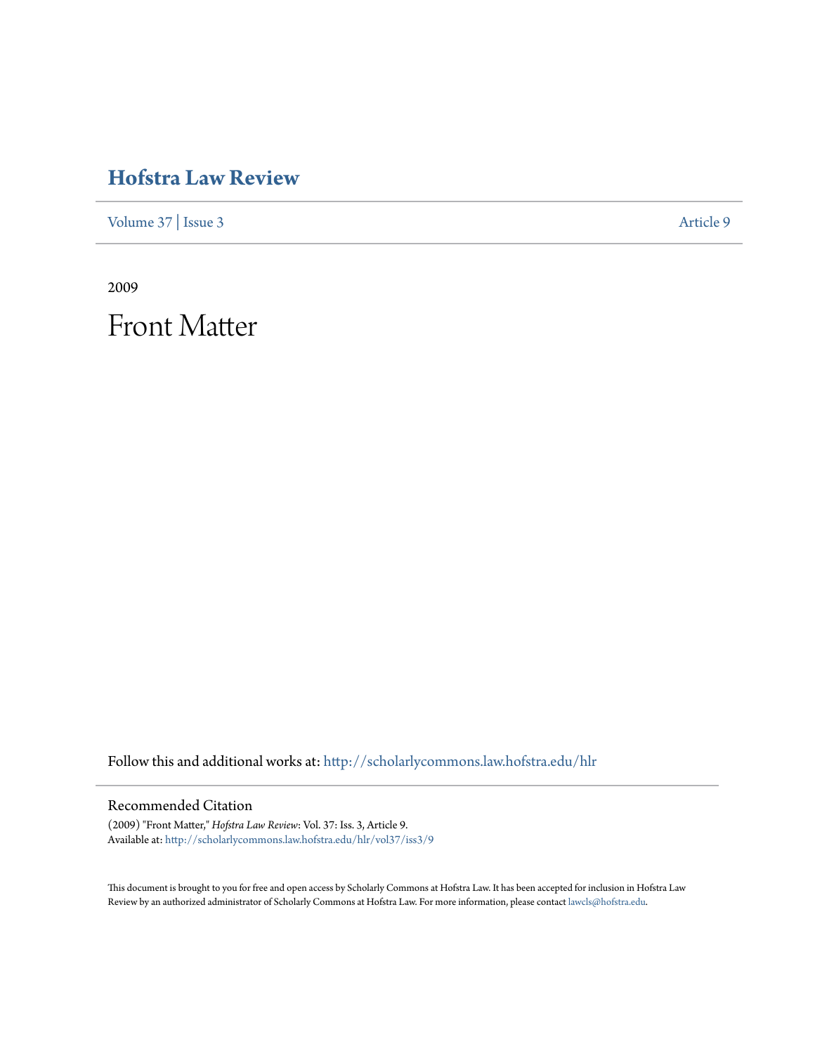# Hofstra Law Review

Volume 37 | Issue 3 Article 9

2009

# Front Matter

Follow this and additional works at: http://scholarlycommons.law.hofstra.edu/hlr

## Recommended Citation

(2009) "Front Matter," *Hofstra Law Review*: Vol. 37: Iss. 3, Article 9.
Available at: http://scholarlycommons.law.hofstra.edu/hlr/vol37/iss3/9

This document is brought to you for free and open access by Scholarly Commons at Hofstra Law. It has been accepted for inclusion in Hofstra Law Review by an authorized administrator of Scholarly Commons at Hofstra Law. For more information, please contact lawcls@hofstra.edu.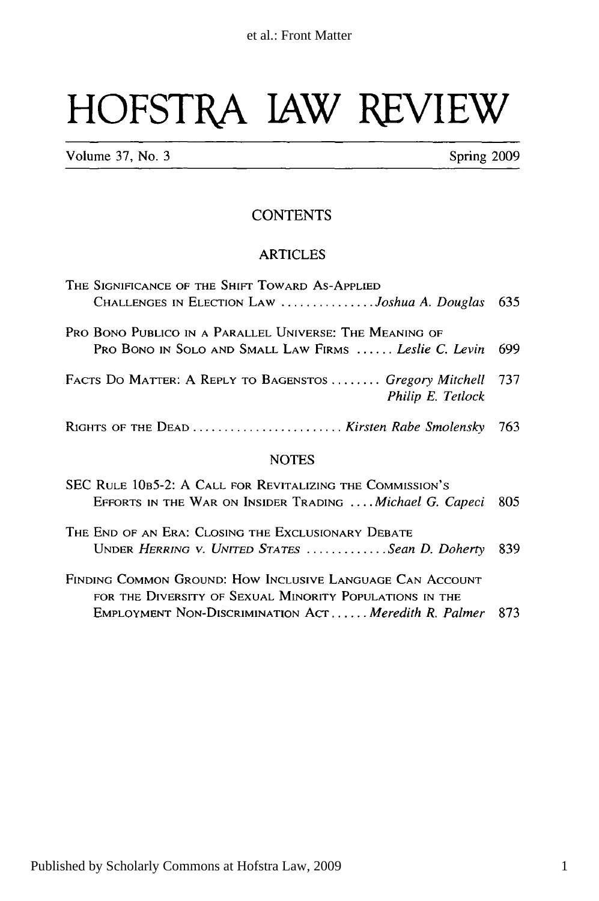# HOFSTRA LAW REVIEW

Volume 37, No. 3 Spring 2009

## CONTENTS

### ARTICLES

THE SIGNIFICANCE OF THE SHIFT TOWARD AS-APPLIED CHALLENGES IN ELECTION LAW ............... *Joshua A. Douglas* 635

PRO BONO PUBLICO IN A PARALLEL UNIVERSE: THE MEANING OF PRO BONO IN SOLO AND SMALL LAW FIRMS ...... *Leslie C. Levin* 699

FACTS DO MATTER: A REPLY TO BAGENSTOS ........ *Gregory Mitchell* *Philip E. Tetlock* 737

RIGHTS OF THE DEAD ........................ *Kirsten Rabe Smolensky* 763

### NOTES

SEC RULE 10B5-2: A CALL FOR REVITALIZING THE COMMISSION'S EFFORTS IN THE WAR ON INSIDER TRADING .... *Michael G. Capeci* 805

THE END OF AN ERA: CLOSING THE EXCLUSIONARY DEBATE UNDER *HERRING V. UNITED STATES* ............. *Sean D. Doherty* 839

FINDING COMMON GROUND: HOW INCLUSIVE LANGUAGE CAN ACCOUNT FOR THE DIVERSITY OF SEXUAL MINORITY POPULATIONS IN THE EMPLOYMENT NON-DISCRIMINATION ACT...... *Meredith R. Palmer* 873